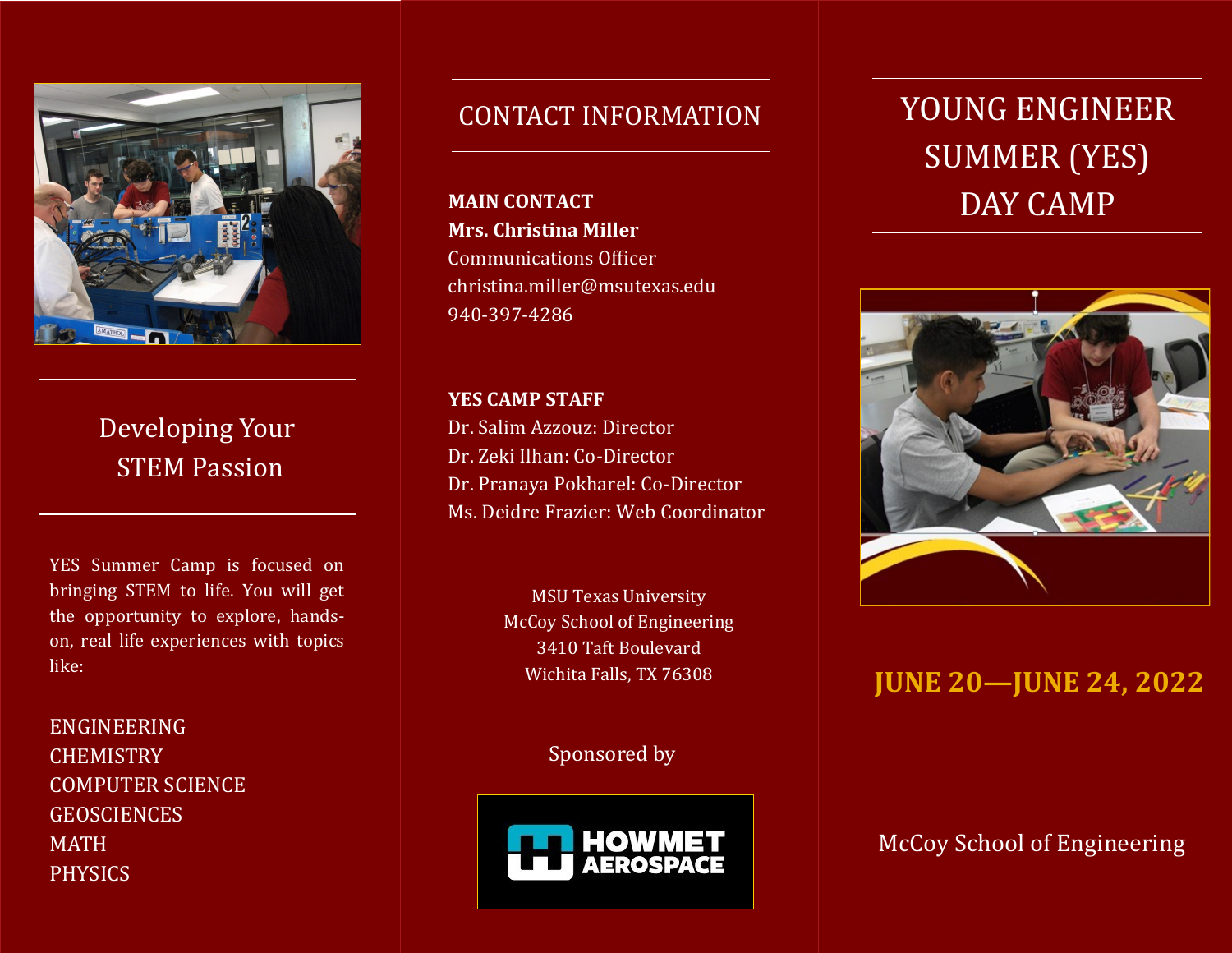## Developing Your STEM Passion

YES Summer Camp is focused on bringing STEM to life. You will get the opportunity to explore, hands-on, real life experiences with topics like:

ENGINEERING
CHEMISTRY
COMPUTER SCIENCE
GEOSCIENCES
MATH
PHYSICS

## CONTACT INFORMATION

**MAIN CONTACT**
**Mrs. Christina Miller**
Communications Officer
christina.miller@msutexas.edu
940-397-4286

**YES CAMP STAFF**
Dr. Salim Azzouz: Director
Dr. Zeki Ilhan: Co-Director
Dr. Pranaya Pokharel: Co-Director
Ms. Deidre Frazier: Web Coordinator

MSU Texas University
McCoy School of Engineering
3410 Taft Boulevard
Wichita Falls, TX 76308

Sponsored by

HOWMET AEROSPACE

# YOUNG ENGINEER SUMMER (YES) DAY CAMP

**JUNE 20—JUNE 24, 2022**

McCoy School of Engineering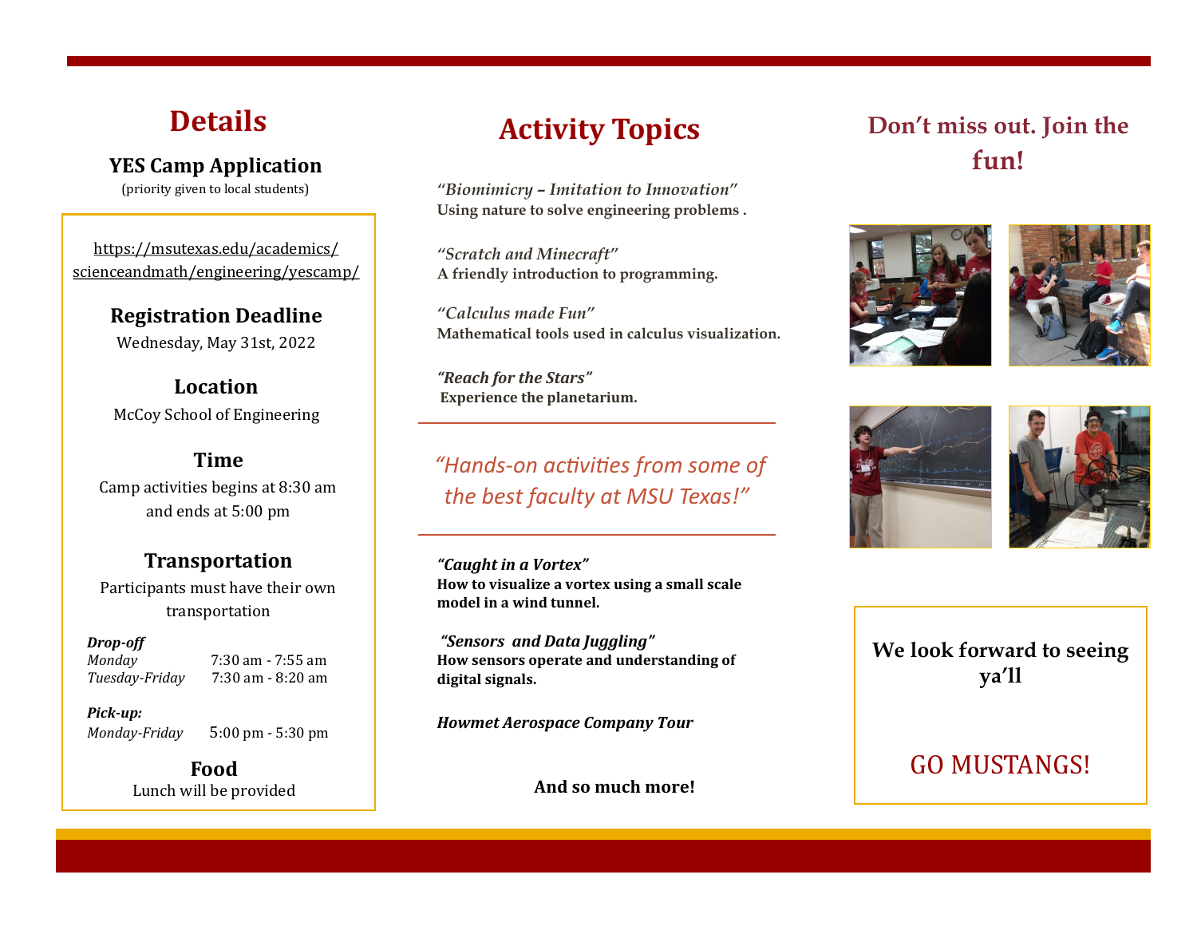# Details

### YES Camp Application

(priority given to local students)

https://msutexas.edu/academics/scienceandmath/engineering/yescamp/

### Registration Deadline

Wednesday, May 31st, 2022

### Location

McCoy School of Engineering

### Time

Camp activities begins at 8:30 am and ends at 5:00 pm

### Transportation

Participants must have their own transportation

***Drop-off***

| | |
|---|---|
| *Monday* | 7:30 am - 7:55 am |
| *Tuesday-Friday* | 7:30 am - 8:20 am |

***Pick-up:***

| | |
|---|---|
| *Monday-Friday* | 5:00 pm - 5:30 pm |

### Food

Lunch will be provided

# Activity Topics

*"Biomimicry – Imitation to Innovation"*
**Using nature to solve engineering problems .**

*"Scratch and Minecraft"*
**A friendly introduction to programming.**

*"Calculus made Fun"*
**Mathematical tools used in calculus visualization.**

*"Reach for the Stars"*
**Experience the planetarium.**

---

*"Hands-on activities from some of the best faculty at MSU Texas!"*

---

***"Caught in a Vortex"***
**How to visualize a vortex using a small scale model in a wind tunnel.**

***"Sensors and Data Juggling"***
**How sensors operate and understanding of digital signals.**

***Howmet Aerospace Company Tour***

**And so much more!**

## Don't miss out. Join the fun!

**We look forward to seeing ya'll**

GO MUSTANGS!